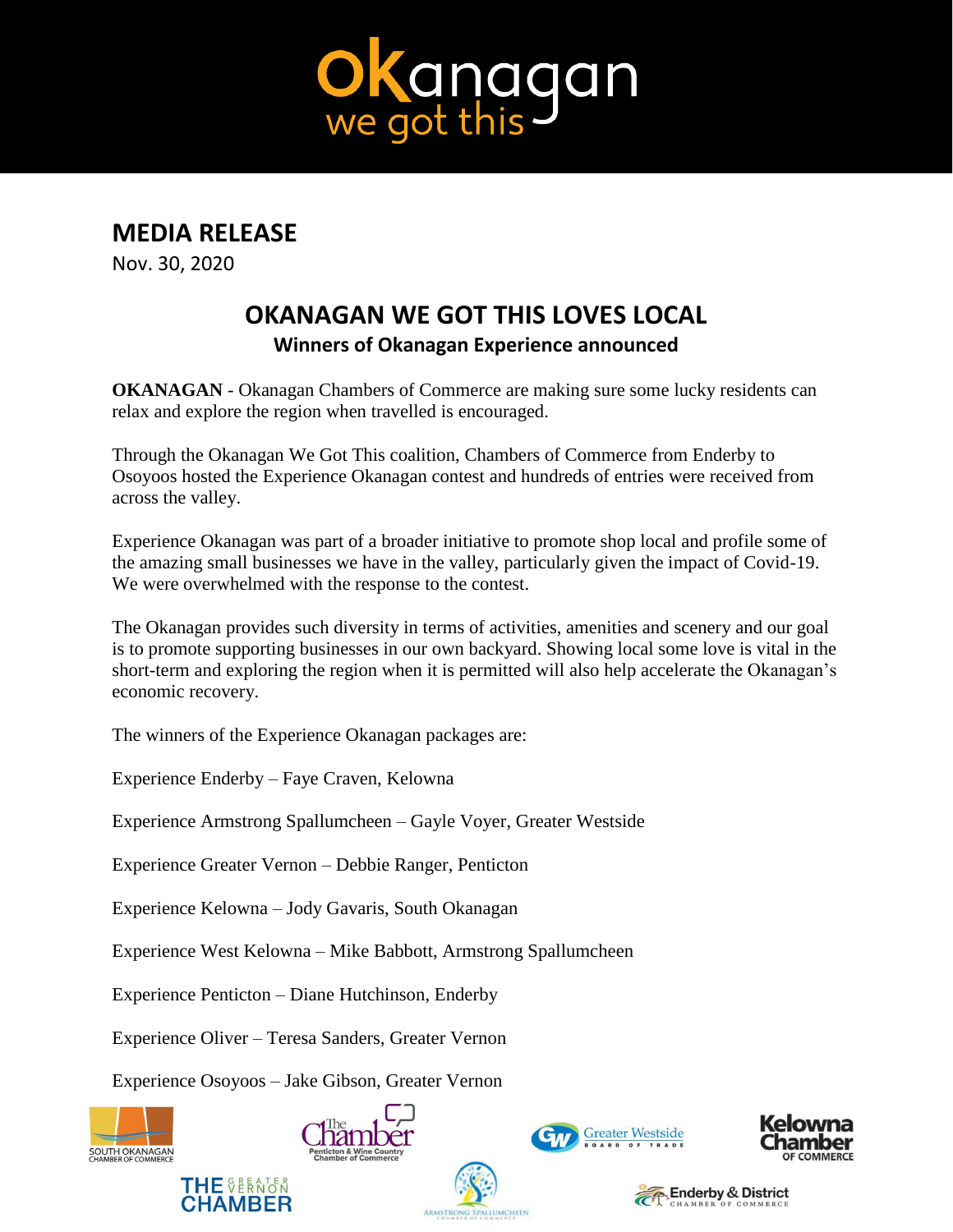# MEDIA RELEASE

Nov. 30, 2020

## OKANAGAN WE GOT THIS LOVES LOCAL

### Winners of Okanagan Experience announced

**OKANAGAN** - Okanagan Chambers of Commerce are making sure some lucky residents can relax and explore the region when travelled is encouraged.

Through the Okanagan We Got This coalition, Chambers of Commerce from Enderby to Osoyoos hosted the Experience Okanagan contest and hundreds of entries were received from across the valley.

Experience Okanagan was part of a broader initiative to promote shop local and profile some of the amazing small businesses we have in the valley, particularly given the impact of Covid-19. We were overwhelmed with the response to the contest.

The Okanagan provides such diversity in terms of activities, amenities and scenery and our goal is to promote supporting businesses in our own backyard. Showing local some love is vital in the short-term and exploring the region when it is permitted will also help accelerate the Okanagan's economic recovery.

The winners of the Experience Okanagan packages are:

Experience Enderby – Faye Craven, Kelowna

Experience Armstrong Spallumcheen – Gayle Voyer, Greater Westside

Experience Greater Vernon – Debbie Ranger, Penticton

Experience Kelowna – Jody Gavaris, South Okanagan

Experience West Kelowna – Mike Babbott, Armstrong Spallumcheen

Experience Penticton – Diane Hutchinson, Enderby

Experience Oliver – Teresa Sanders, Greater Vernon

Experience Osoyoos – Jake Gibson, Greater Vernon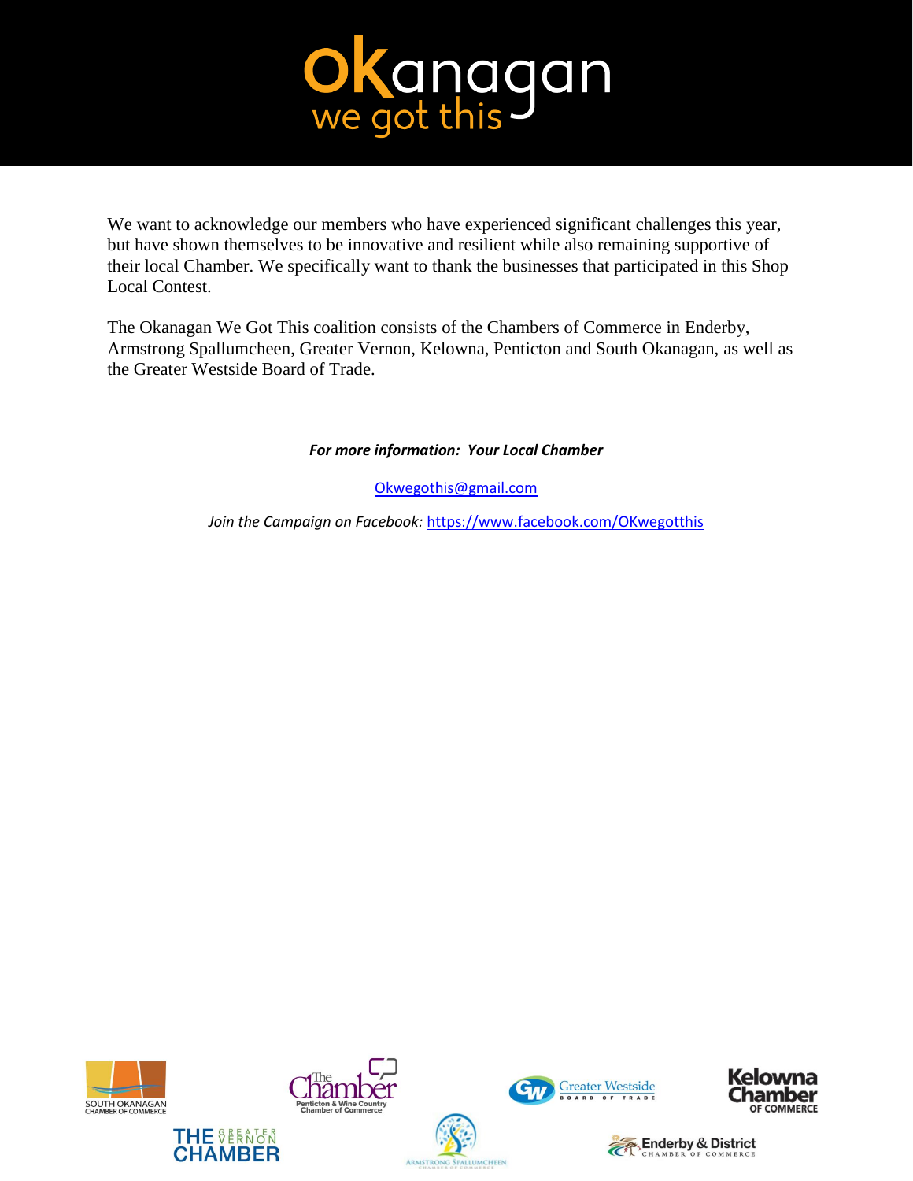We want to acknowledge our members who have experienced significant challenges this year, but have shown themselves to be innovative and resilient while also remaining supportive of their local Chamber. We specifically want to thank the businesses that participated in this Shop Local Contest.

The Okanagan We Got This coalition consists of the Chambers of Commerce in Enderby, Armstrong Spallumcheen, Greater Vernon, Kelowna, Penticton and South Okanagan, as well as the Greater Westside Board of Trade.

***For more information: Your Local Chamber***

Okwegothis@gmail.com

*Join the Campaign on Facebook:* https://www.facebook.com/OKwegotthis